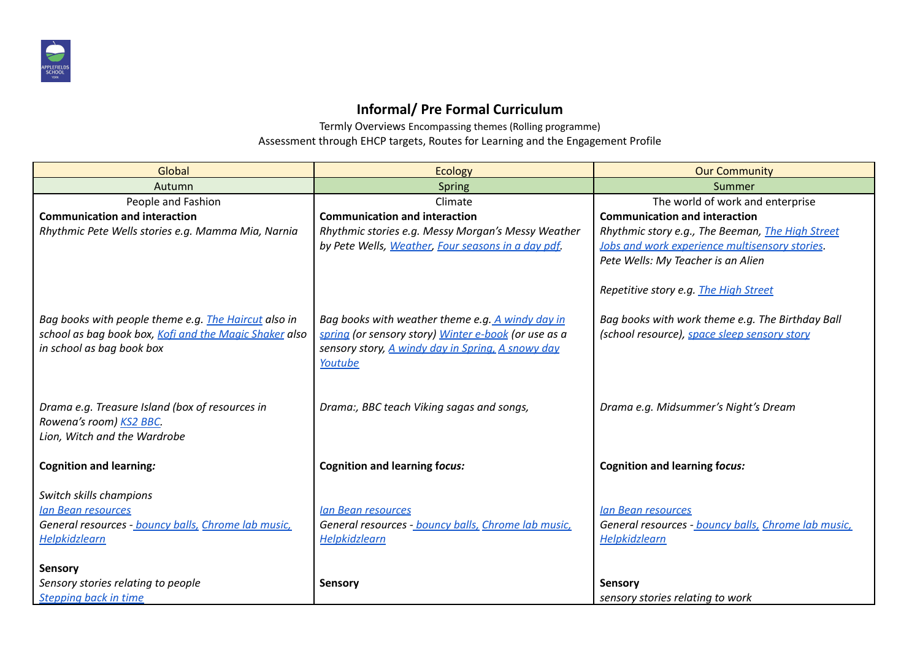# Informal/ Pre Formal Curriculum

Termly Overviews Encompassing themes (Rolling programme)

Assessment through EHCP targets, Routes for Learning and the Engagement Profile

| Global | Ecology | Our Community |
|---|---|---|
| Autumn | Spring | Summer |
| People and Fashion<br>**Communication and interaction**<br>*Rhythmic Pete Wells stories e.g. Mamma Mia, Narnia*<br><br>*Bag books with people theme e.g. The Haircut also in school as bag book box, Kofi and the Magic Shaker also in school as bag book box*<br><br>*Drama e.g. Treasure Island (box of resources in Rowena's room) KS2 BBC.*<br>*Lion, Witch and the Wardrobe*<br><br>**Cognition and learning:**<br><br>*Switch skills champions*<br>*Ian Bean resources*<br>*General resources - bouncy balls, Chrome lab music, Helpkidzlearn*<br><br>**Sensory**<br>*Sensory stories relating to people*<br>*Stepping back in time* | Climate<br>**Communication and interaction**<br>*Rhythmic stories e.g. Messy Morgan's Messy Weather by Pete Wells, Weather, Four seasons in a day pdf.*<br><br>*Bag books with weather theme e.g. A windy day in spring (or sensory story) Winter e-book (or use as a sensory story, A windy day in Spring, A snowy day Youtube*<br><br>*Drama:, BBC teach Viking sagas and songs,*<br><br>**Cognition and learning focus:**<br><br>*Ian Bean resources*<br>*General resources - bouncy balls, Chrome lab music, Helpkidzlearn*<br><br>**Sensory** | The world of work and enterprise<br>**Communication and interaction**<br>*Rhythmic story e.g., The Beeman, The High Street Jobs and work experience multisensory stories.*<br>*Pete Wells: My Teacher is an Alien*<br><br>*Repetitive story e.g. The High Street*<br><br>*Bag books with work theme e.g. The Birthday Ball (school resource), space sleep sensory story*<br><br>*Drama e.g. Midsummer's Night's Dream*<br><br>**Cognition and learning focus:**<br><br>*Ian Bean resources*<br>*General resources - bouncy balls, Chrome lab music, Helpkidzlearn*<br><br>**Sensory**<br>*sensory stories relating to work* |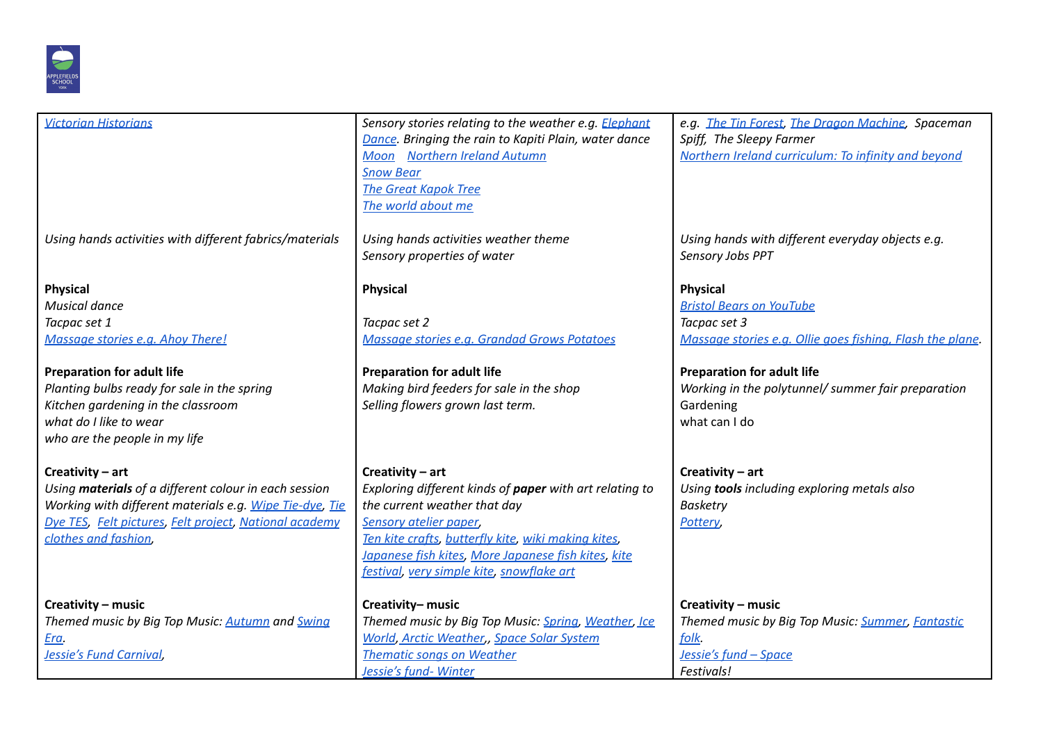| | | |
|---|---|---|
| *[Victorian Historians]*<br><br><br><br><br><br>*Using hands activities with different fabrics/materials*<br><br>**Physical**<br>*Musical dance*<br>*Tacpac set 1*<br>*Massage stories e.g. Ahoy There!*<br><br>**Preparation for adult life**<br>*Planting bulbs ready for sale in the spring*<br>*Kitchen gardening in the classroom*<br>*what do I like to wear*<br>*who are the people in my life*<br><br>**Creativity – art**<br>*Using **materials** of a different colour in each session*<br>*Working with different materials e.g. Wipe Tie-dye, Tie Dye TES, Felt pictures, Felt project, National academy clothes and fashion,*<br><br><br>**Creativity – music**<br>*Themed music by Big Top Music: Autumn and Swing Era.*<br>*Jessie's Fund Carnival,* | *Sensory stories relating to the weather e.g. Elephant Dance. Bringing the rain to Kapiti Plain, water dance*<br>*Moon Northern Ireland Autumn*<br>*Snow Bear*<br>*The Great Kapok Tree*<br>*The world about me*<br><br>*Using hands activities weather theme*<br>*Sensory properties of water*<br><br>**Physical**<br><br>*Tacpac set 2*<br>*Massage stories e.g. Grandad Grows Potatoes*<br><br>**Preparation for adult life**<br>*Making bird feeders for sale in the shop*<br>*Selling flowers grown last term.*<br><br><br><br>**Creativity – art**<br>*Exploring different kinds of **paper** with art relating to the current weather that day*<br>*Sensory atelier paper,*<br>*Ten kite crafts, butterfly kite, wiki making kites, Japanese fish kites, More Japanese fish kites, kite festival, very simple kite, snowflake art*<br><br>**Creativity– music**<br>*Themed music by Big Top Music: Spring, Weather, Ice World, Arctic Weather,, Space Solar System*<br>*Thematic songs on Weather*<br>*Jessie's fund- Winter* | *e.g. The Tin Forest, The Dragon Machine, Spaceman Spiff, The Sleepy Farmer*<br>*Northern Ireland curriculum: To infinity and beyond*<br><br><br><br><br>*Using hands with different everyday objects e.g. Sensory Jobs PPT*<br><br>**Physical**<br>*Bristol Bears on YouTube*<br>*Tacpac set 3*<br>*Massage stories e.g. Ollie goes fishing, Flash the plane.*<br><br>**Preparation for adult life**<br>*Working in the polytunnel/ summer fair preparation*<br>Gardening<br>what can I do<br><br><br>**Creativity – art**<br>*Using **tools** including exploring metals also*<br>*Basketry*<br>*Pottery,*<br><br><br><br>**Creativity – music**<br>*Themed music by Big Top Music: Summer, Fantastic folk.*<br>*Jessie's fund – Space*<br>*Festivals!* |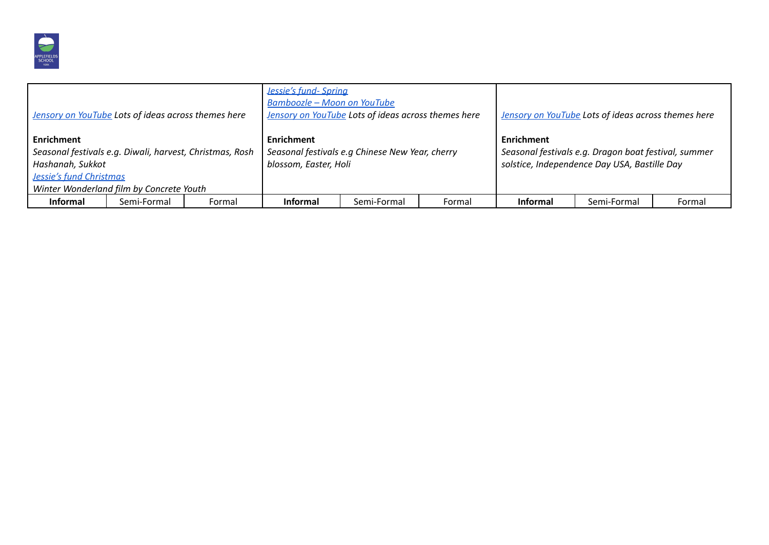| | | | | | | | | |
|---|---|---|---|---|---|---|---|---|
| *Jensory on YouTube Lots of ideas across themes here*<br><br>**Enrichment**<br>*Seasonal festivals e.g. Diwali, harvest, Christmas, Rosh Hashanah, Sukkot*<br>*Jessie's fund Christmas*<br>*Winter Wonderland film by Concrete Youth* | | | *Jessie's fund- Spring*<br>*Bamboozle – Moon on YouTube*<br>*Jensory on YouTube Lots of ideas across themes here*<br><br>**Enrichment**<br>*Seasonal festivals e.g Chinese New Year, cherry blossom, Easter, Holi* | | | *Jensory on YouTube Lots of ideas across themes here*<br><br>**Enrichment**<br>*Seasonal festivals e.g. Dragon boat festival, summer solstice, Independence Day USA, Bastille Day* | | |
| **Informal** | Semi-Formal | Formal | **Informal** | Semi-Formal | Formal | **Informal** | Semi-Formal | Formal |